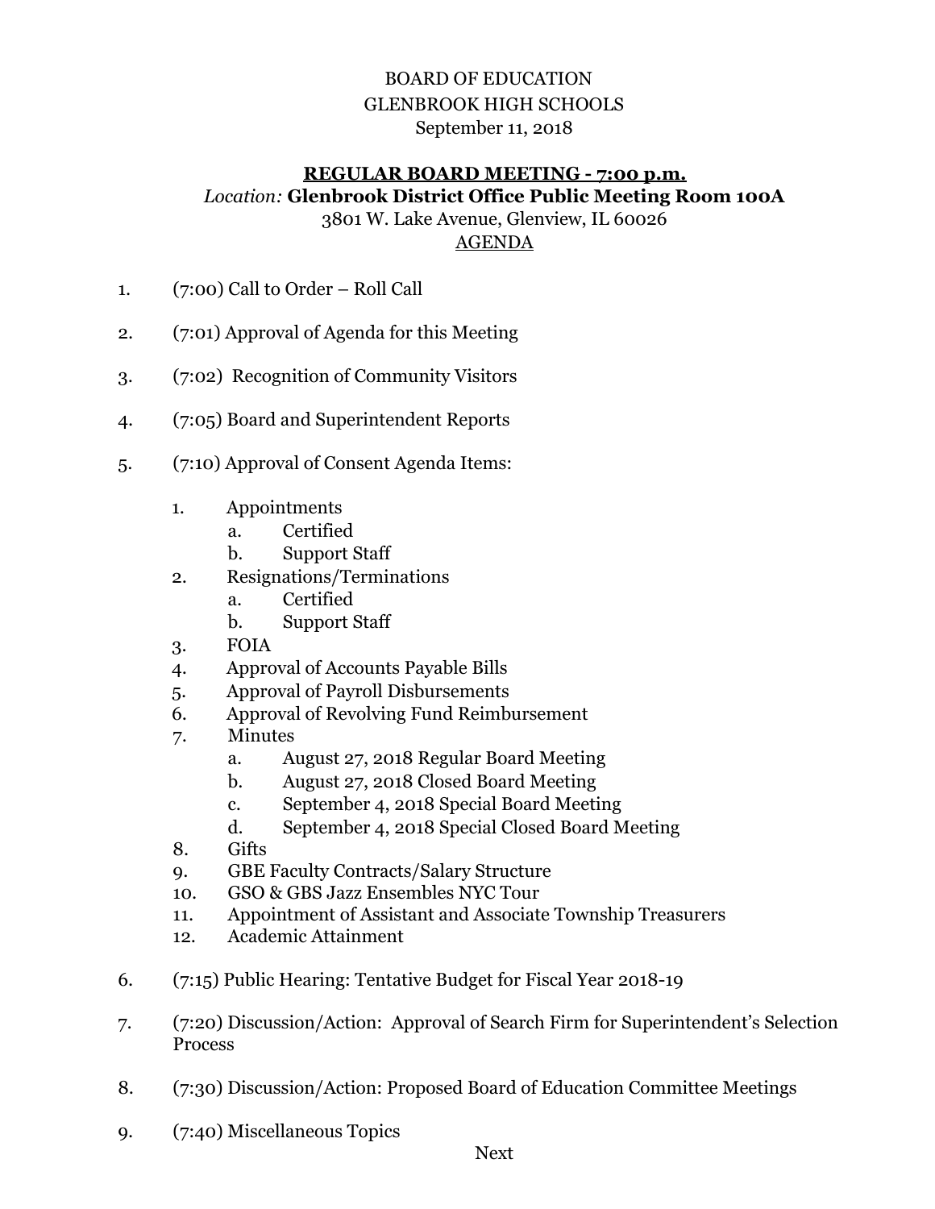BOARD OF EDUCATION
GLENBROOK HIGH SCHOOLS
September 11, 2018

**REGULAR BOARD MEETING - 7:00 p.m.**
*Location:* **Glenbrook District Office Public Meeting Room 100A**
3801 W. Lake Avenue, Glenview, IL 60026
AGENDA

1. (7:00) Call to Order – Roll Call

2. (7:01) Approval of Agenda for this Meeting

3. (7:02) Recognition of Community Visitors

4. (7:05) Board and Superintendent Reports

5. (7:10) Approval of Consent Agenda Items:

    1. Appointments
        a. Certified
        b. Support Staff
    2. Resignations/Terminations
        a. Certified
        b. Support Staff
    3. FOIA
    4. Approval of Accounts Payable Bills
    5. Approval of Payroll Disbursements
    6. Approval of Revolving Fund Reimbursement
    7. Minutes
        a. August 27, 2018 Regular Board Meeting
        b. August 27, 2018 Closed Board Meeting
        c. September 4, 2018 Special Board Meeting
        d. September 4, 2018 Special Closed Board Meeting
    8. Gifts
    9. GBE Faculty Contracts/Salary Structure
    10. GSO & GBS Jazz Ensembles NYC Tour
    11. Appointment of Assistant and Associate Township Treasurers
    12. Academic Attainment

6. (7:15) Public Hearing: Tentative Budget for Fiscal Year 2018-19

7. (7:20) Discussion/Action: Approval of Search Firm for Superintendent's Selection Process

8. (7:30) Discussion/Action: Proposed Board of Education Committee Meetings

9. (7:40) Miscellaneous Topics

Next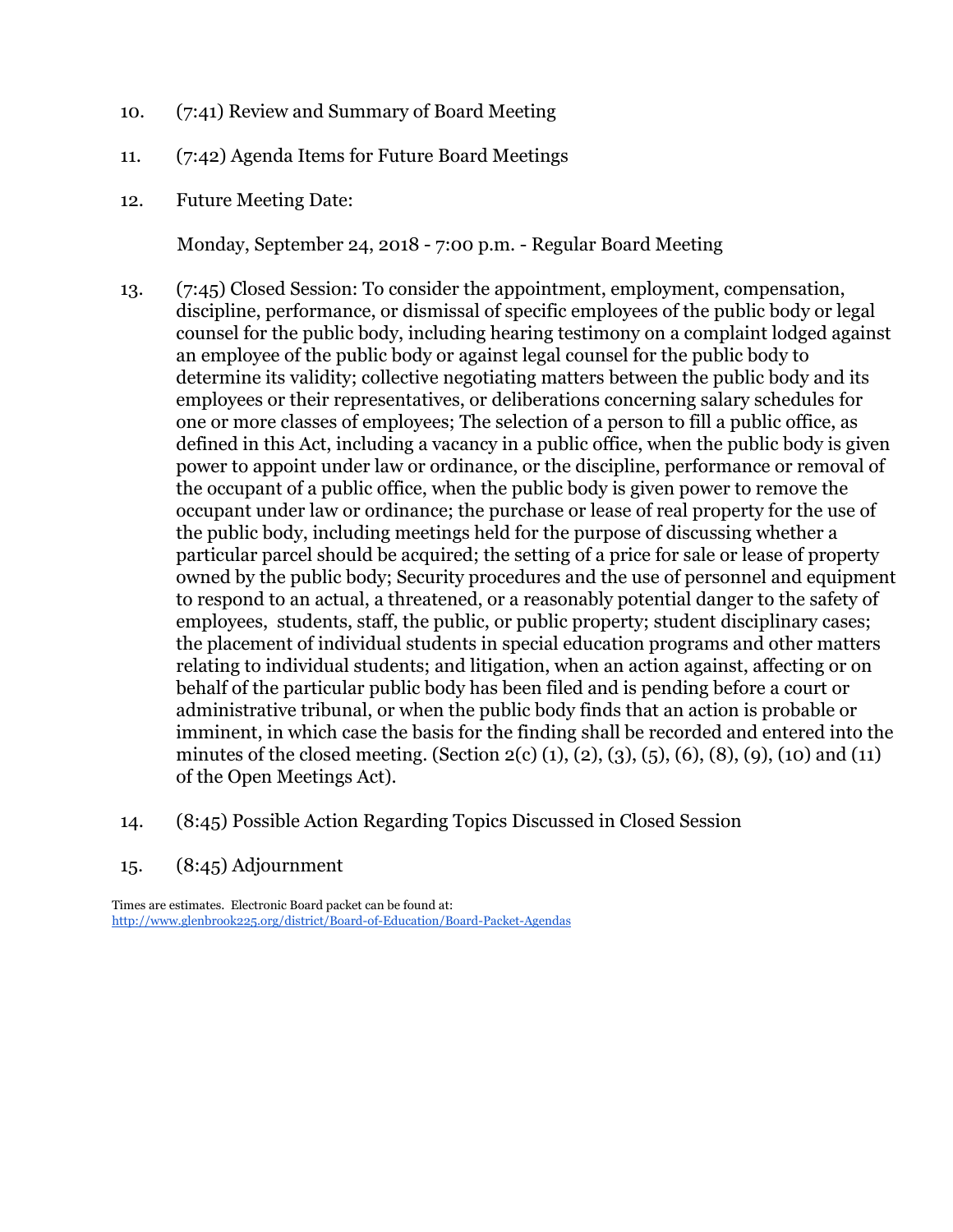10. (7:41) Review and Summary of Board Meeting

11. (7:42) Agenda Items for Future Board Meetings

12. Future Meeting Date:

    Monday, September 24, 2018 - 7:00 p.m. - Regular Board Meeting

13. (7:45) Closed Session: To consider the appointment, employment, compensation, discipline, performance, or dismissal of specific employees of the public body or legal counsel for the public body, including hearing testimony on a complaint lodged against an employee of the public body or against legal counsel for the public body to determine its validity; collective negotiating matters between the public body and its employees or their representatives, or deliberations concerning salary schedules for one or more classes of employees; The selection of a person to fill a public office, as defined in this Act, including a vacancy in a public office, when the public body is given power to appoint under law or ordinance, or the discipline, performance or removal of the occupant of a public office, when the public body is given power to remove the occupant under law or ordinance; the purchase or lease of real property for the use of the public body, including meetings held for the purpose of discussing whether a particular parcel should be acquired; the setting of a price for sale or lease of property owned by the public body; Security procedures and the use of personnel and equipment to respond to an actual, a threatened, or a reasonably potential danger to the safety of employees, students, staff, the public, or public property; student disciplinary cases; the placement of individual students in special education programs and other matters relating to individual students; and litigation, when an action against, affecting or on behalf of the particular public body has been filed and is pending before a court or administrative tribunal, or when the public body finds that an action is probable or imminent, in which case the basis for the finding shall be recorded and entered into the minutes of the closed meeting. (Section 2(c) (1), (2), (3), (5), (6), (8), (9), (10) and (11) of the Open Meetings Act).

14. (8:45) Possible Action Regarding Topics Discussed in Closed Session

15. (8:45) Adjournment

Times are estimates. Electronic Board packet can be found at:
http://www.glenbrook225.org/district/Board-of-Education/Board-Packet-Agendas